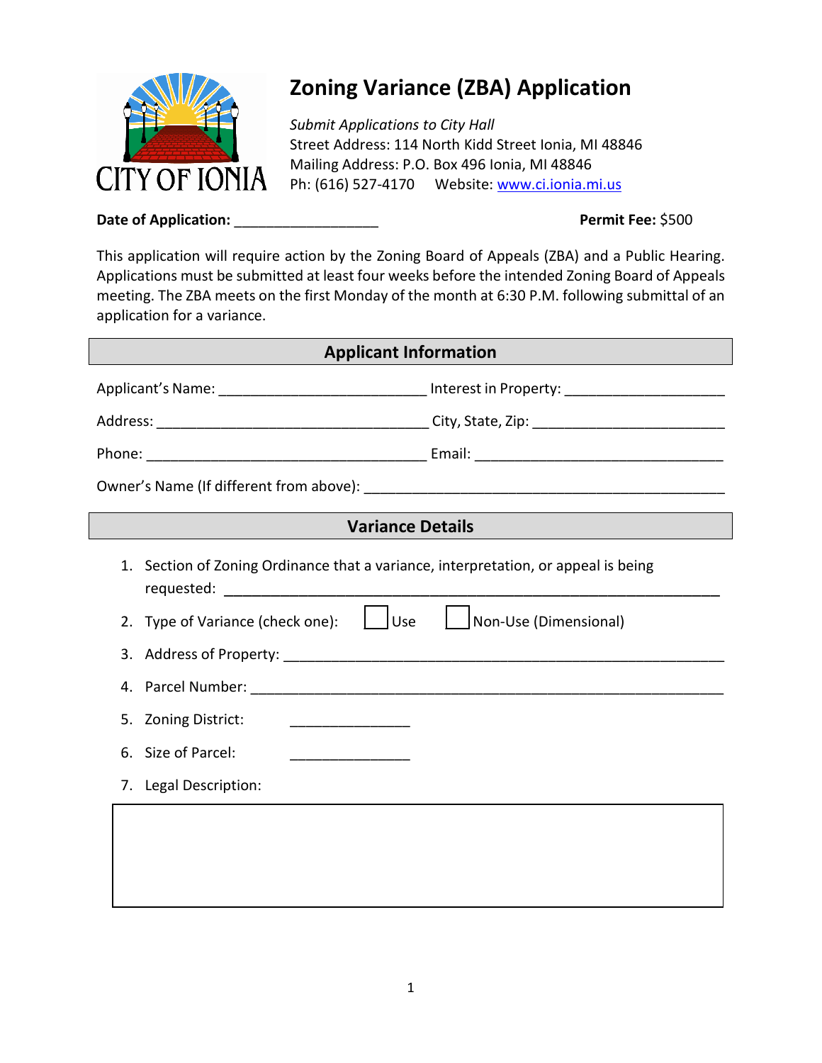CITY OF IONIA

# Zoning Variance (ZBA) Application

*Submit Applications to City Hall*
Street Address: 114 North Kidd Street Ionia, MI 48846
Mailing Address: P.O. Box 496 Ionia, MI 48846
Ph: (616) 527-4170  Website: [www.ci.ionia.mi.us](http://www.ci.ionia.mi.us)

**Date of Application:** ___________________  **Permit Fee:** $500

This application will require action by the Zoning Board of Appeals (ZBA) and a Public Hearing. Applications must be submitted at least four weeks before the intended Zoning Board of Appeals meeting. The ZBA meets on the first Monday of the month at 6:30 P.M. following submittal of an application for a variance.

## Applicant Information

Applicant's Name: ___________________________ Interest in Property: ____________________

Address: ___________________________________ City, State, Zip: ________________________

Phone: ____________________________________ Email: ________________________________

Owner's Name (If different from above): ______________________________________________

## Variance Details

1. Section of Zoning Ordinance that a variance, interpretation, or appeal is being requested: ______________________________________________________________
2. Type of Variance (check one): ☐ Use ☐ Non-Use (Dimensional)
3. Address of Property: ____________________________________________________________
4. Parcel Number: ________________________________________________________________
5. Zoning District: _______________
6. Size of Parcel: _______________
7. Legal Description:

|   |
|---|
|   |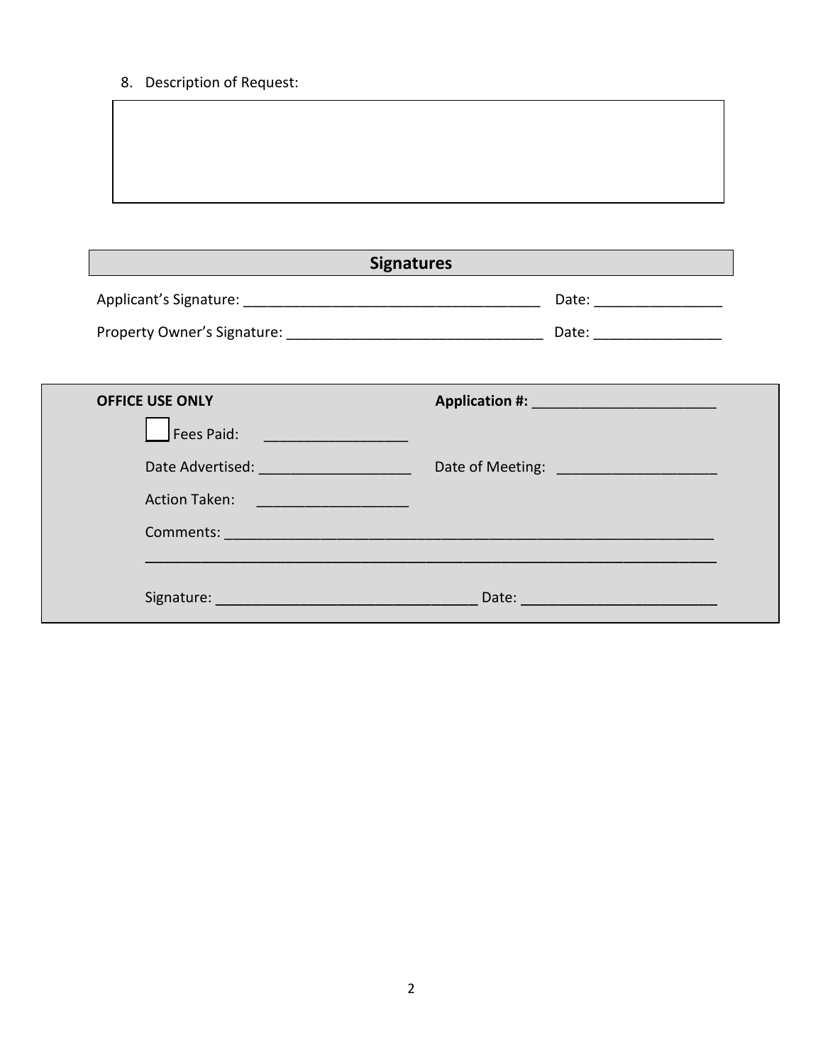8. Description of Request:

## Signatures

Applicant's Signature: ____________________________________ Date: ________________

Property Owner's Signature: _______________________________ Date: ________________

**OFFICE USE ONLY** **Application #:** _______________________

☐ Fees Paid: _________________

Date Advertised: ___________________ Date of Meeting: ___________________

Action Taken: __________________

Comments: ______________________________________________________________

______________________________________________________________________

Signature: _______________________________ Date: ________________________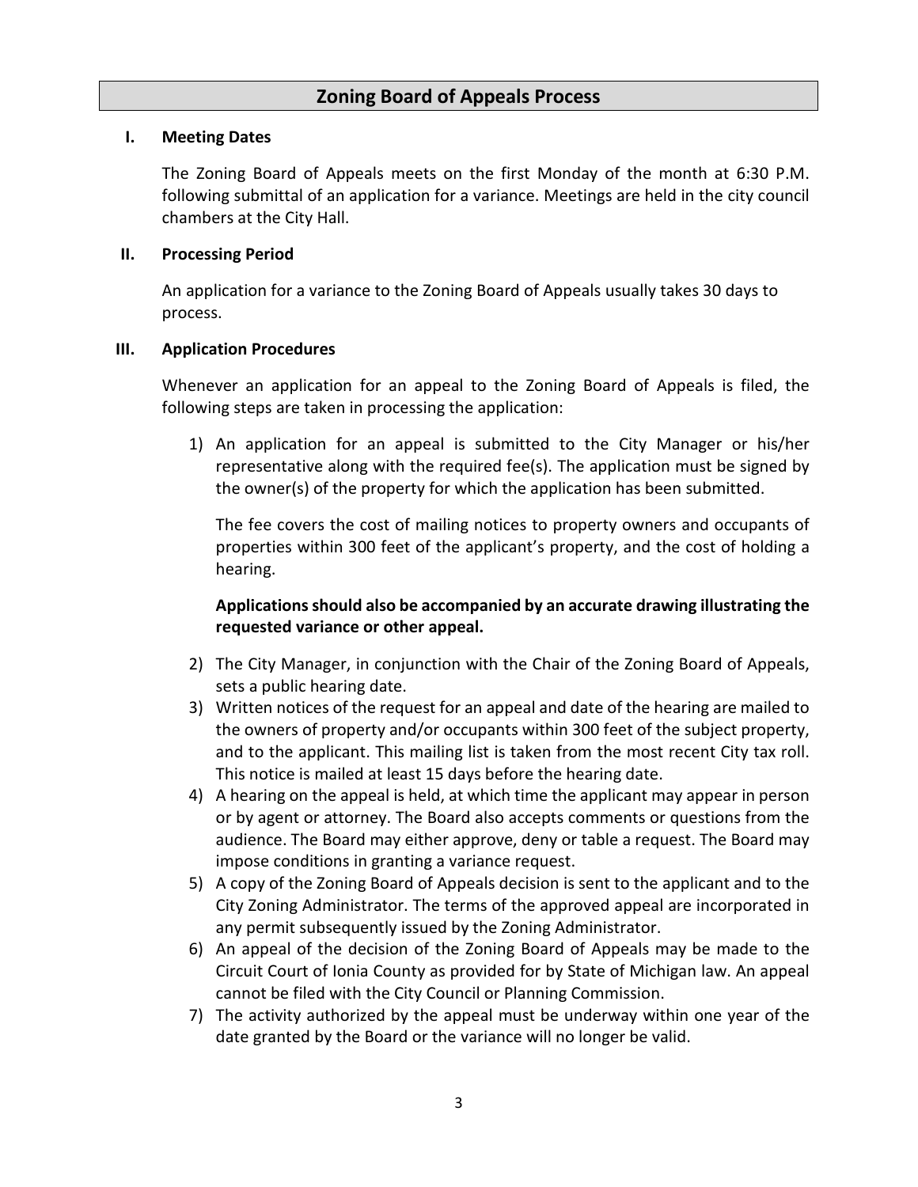# Zoning Board of Appeals Process

## I. Meeting Dates

The Zoning Board of Appeals meets on the first Monday of the month at 6:30 P.M. following submittal of an application for a variance. Meetings are held in the city council chambers at the City Hall.

## II. Processing Period

An application for a variance to the Zoning Board of Appeals usually takes 30 days to process.

## III. Application Procedures

Whenever an application for an appeal to the Zoning Board of Appeals is filed, the following steps are taken in processing the application:

1) An application for an appeal is submitted to the City Manager or his/her representative along with the required fee(s). The application must be signed by the owner(s) of the property for which the application has been submitted.

   The fee covers the cost of mailing notices to property owners and occupants of properties within 300 feet of the applicant's property, and the cost of holding a hearing.

   **Applications should also be accompanied by an accurate drawing illustrating the requested variance or other appeal.**

2) The City Manager, in conjunction with the Chair of the Zoning Board of Appeals, sets a public hearing date.
3) Written notices of the request for an appeal and date of the hearing are mailed to the owners of property and/or occupants within 300 feet of the subject property, and to the applicant. This mailing list is taken from the most recent City tax roll. This notice is mailed at least 15 days before the hearing date.
4) A hearing on the appeal is held, at which time the applicant may appear in person or by agent or attorney. The Board also accepts comments or questions from the audience. The Board may either approve, deny or table a request. The Board may impose conditions in granting a variance request.
5) A copy of the Zoning Board of Appeals decision is sent to the applicant and to the City Zoning Administrator. The terms of the approved appeal are incorporated in any permit subsequently issued by the Zoning Administrator.
6) An appeal of the decision of the Zoning Board of Appeals may be made to the Circuit Court of Ionia County as provided for by State of Michigan law. An appeal cannot be filed with the City Council or Planning Commission.
7) The activity authorized by the appeal must be underway within one year of the date granted by the Board or the variance will no longer be valid.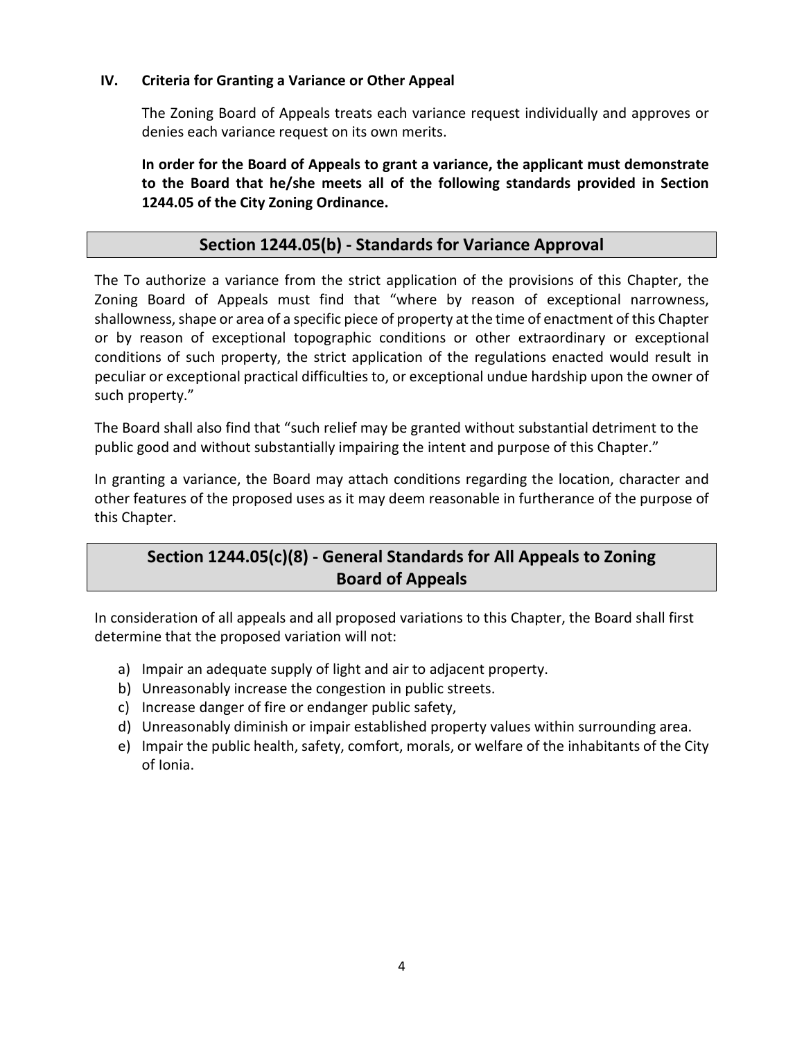## IV. Criteria for Granting a Variance or Other Appeal

The Zoning Board of Appeals treats each variance request individually and approves or denies each variance request on its own merits.

**In order for the Board of Appeals to grant a variance, the applicant must demonstrate to the Board that he/she meets all of the following standards provided in Section 1244.05 of the City Zoning Ordinance.**

### Section 1244.05(b) - Standards for Variance Approval

The To authorize a variance from the strict application of the provisions of this Chapter, the Zoning Board of Appeals must find that "where by reason of exceptional narrowness, shallowness, shape or area of a specific piece of property at the time of enactment of this Chapter or by reason of exceptional topographic conditions or other extraordinary or exceptional conditions of such property, the strict application of the regulations enacted would result in peculiar or exceptional practical difficulties to, or exceptional undue hardship upon the owner of such property."

The Board shall also find that "such relief may be granted without substantial detriment to the public good and without substantially impairing the intent and purpose of this Chapter."

In granting a variance, the Board may attach conditions regarding the location, character and other features of the proposed uses as it may deem reasonable in furtherance of the purpose of this Chapter.

### Section 1244.05(c)(8) - General Standards for All Appeals to Zoning Board of Appeals

In consideration of all appeals and all proposed variations to this Chapter, the Board shall first determine that the proposed variation will not:

a) Impair an adequate supply of light and air to adjacent property.
b) Unreasonably increase the congestion in public streets.
c) Increase danger of fire or endanger public safety,
d) Unreasonably diminish or impair established property values within surrounding area.
e) Impair the public health, safety, comfort, morals, or welfare of the inhabitants of the City of Ionia.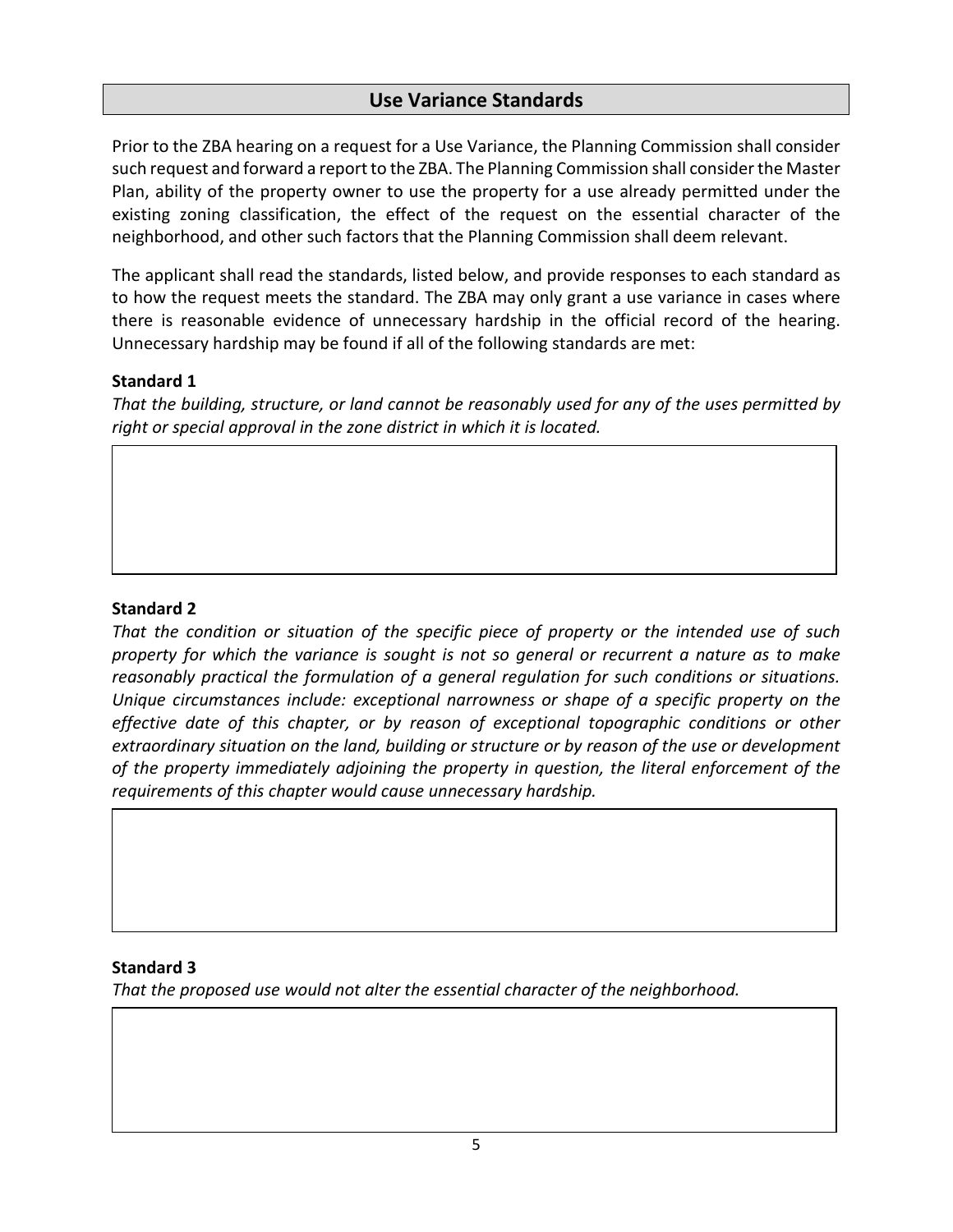## Use Variance Standards

Prior to the ZBA hearing on a request for a Use Variance, the Planning Commission shall consider such request and forward a report to the ZBA. The Planning Commission shall consider the Master Plan, ability of the property owner to use the property for a use already permitted under the existing zoning classification, the effect of the request on the essential character of the neighborhood, and other such factors that the Planning Commission shall deem relevant.

The applicant shall read the standards, listed below, and provide responses to each standard as to how the request meets the standard. The ZBA may only grant a use variance in cases where there is reasonable evidence of unnecessary hardship in the official record of the hearing. Unnecessary hardship may be found if all of the following standards are met:

**Standard 1**

*That the building, structure, or land cannot be reasonably used for any of the uses permitted by right or special approval in the zone district in which it is located.*

**Standard 2**

*That the condition or situation of the specific piece of property or the intended use of such property for which the variance is sought is not so general or recurrent a nature as to make reasonably practical the formulation of a general regulation for such conditions or situations. Unique circumstances include: exceptional narrowness or shape of a specific property on the effective date of this chapter, or by reason of exceptional topographic conditions or other extraordinary situation on the land, building or structure or by reason of the use or development of the property immediately adjoining the property in question, the literal enforcement of the requirements of this chapter would cause unnecessary hardship.*

**Standard 3**

*That the proposed use would not alter the essential character of the neighborhood.*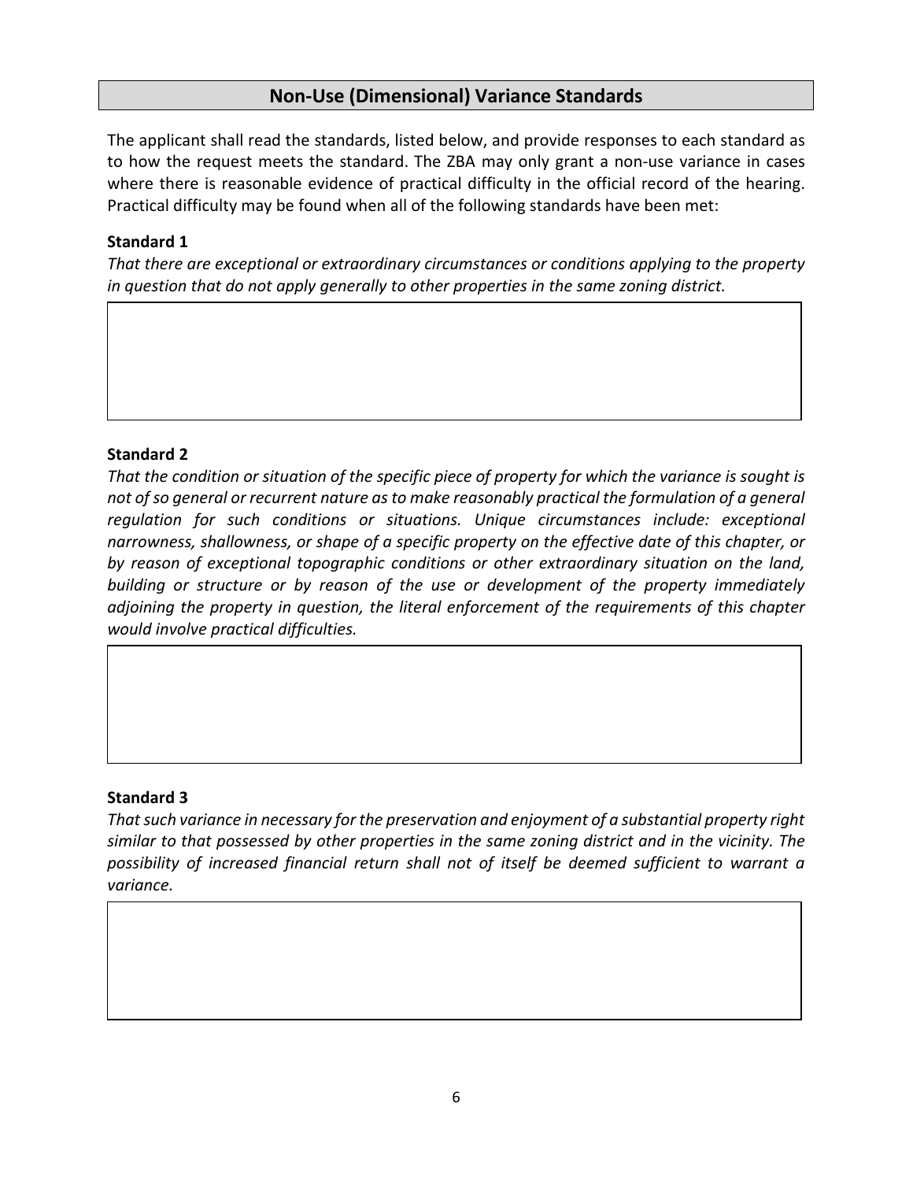## Non-Use (Dimensional) Variance Standards

The applicant shall read the standards, listed below, and provide responses to each standard as to how the request meets the standard. The ZBA may only grant a non-use variance in cases where there is reasonable evidence of practical difficulty in the official record of the hearing. Practical difficulty may be found when all of the following standards have been met:

**Standard 1**

*That there are exceptional or extraordinary circumstances or conditions applying to the property in question that do not apply generally to other properties in the same zoning district.*

**Standard 2**

*That the condition or situation of the specific piece of property for which the variance is sought is not of so general or recurrent nature as to make reasonably practical the formulation of a general regulation for such conditions or situations. Unique circumstances include: exceptional narrowness, shallowness, or shape of a specific property on the effective date of this chapter, or by reason of exceptional topographic conditions or other extraordinary situation on the land, building or structure or by reason of the use or development of the property immediately adjoining the property in question, the literal enforcement of the requirements of this chapter would involve practical difficulties.*

**Standard 3**

*That such variance in necessary for the preservation and enjoyment of a substantial property right similar to that possessed by other properties in the same zoning district and in the vicinity. The possibility of increased financial return shall not of itself be deemed sufficient to warrant a variance.*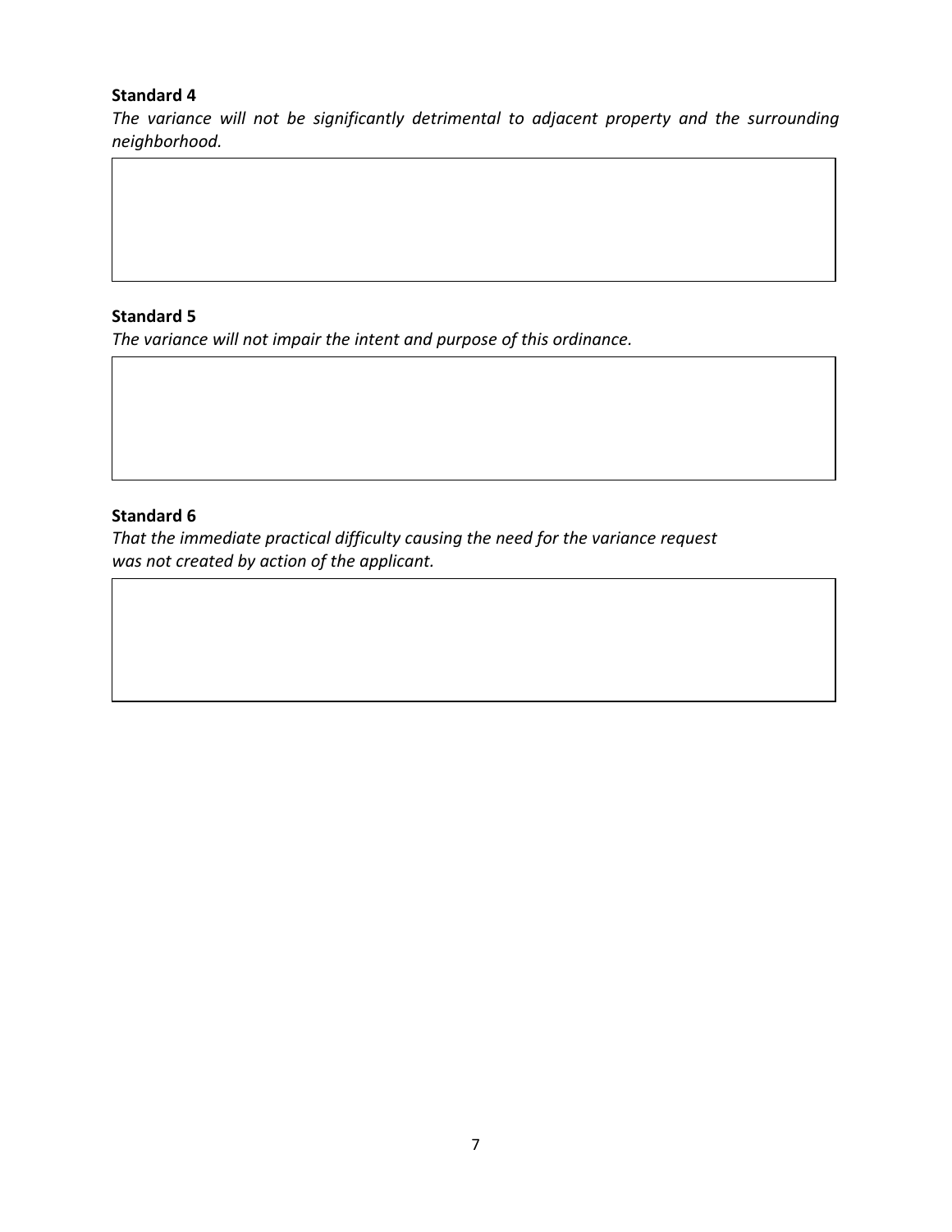**Standard 4**

*The variance will not be significantly detrimental to adjacent property and the surrounding neighborhood.*

**Standard 5**

*The variance will not impair the intent and purpose of this ordinance.*

**Standard 6**

*That the immediate practical difficulty causing the need for the variance request was not created by action of the applicant.*